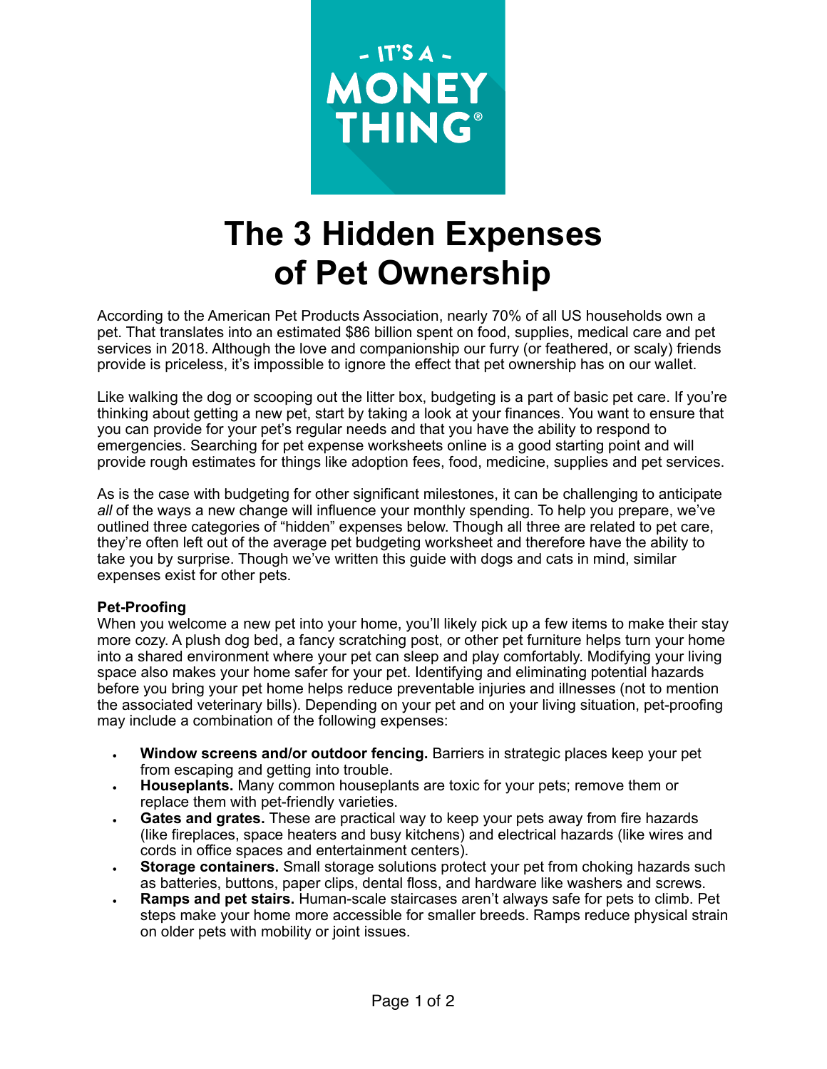- IT'S A -
MONEY THING®

# The 3 Hidden Expenses of Pet Ownership

According to the American Pet Products Association, nearly 70% of all US households own a pet. That translates into an estimated $86 billion spent on food, supplies, medical care and pet services in 2018. Although the love and companionship our furry (or feathered, or scaly) friends provide is priceless, it's impossible to ignore the effect that pet ownership has on our wallet.

Like walking the dog or scooping out the litter box, budgeting is a part of basic pet care. If you're thinking about getting a new pet, start by taking a look at your finances. You want to ensure that you can provide for your pet's regular needs and that you have the ability to respond to emergencies. Searching for pet expense worksheets online is a good starting point and will provide rough estimates for things like adoption fees, food, medicine, supplies and pet services.

As is the case with budgeting for other significant milestones, it can be challenging to anticipate *all* of the ways a new change will influence your monthly spending. To help you prepare, we've outlined three categories of "hidden" expenses below. Though all three are related to pet care, they're often left out of the average pet budgeting worksheet and therefore have the ability to take you by surprise. Though we've written this guide with dogs and cats in mind, similar expenses exist for other pets.

**Pet-Proofing**

When you welcome a new pet into your home, you'll likely pick up a few items to make their stay more cozy. A plush dog bed, a fancy scratching post, or other pet furniture helps turn your home into a shared environment where your pet can sleep and play comfortably. Modifying your living space also makes your home safer for your pet. Identifying and eliminating potential hazards before you bring your pet home helps reduce preventable injuries and illnesses (not to mention the associated veterinary bills). Depending on your pet and on your living situation, pet-proofing may include a combination of the following expenses:

- **Window screens and/or outdoor fencing.** Barriers in strategic places keep your pet from escaping and getting into trouble.
- **Houseplants.** Many common houseplants are toxic for your pets; remove them or replace them with pet-friendly varieties.
- **Gates and grates.** These are practical way to keep your pets away from fire hazards (like fireplaces, space heaters and busy kitchens) and electrical hazards (like wires and cords in office spaces and entertainment centers).
- **Storage containers.** Small storage solutions protect your pet from choking hazards such as batteries, buttons, paper clips, dental floss, and hardware like washers and screws.
- **Ramps and pet stairs.** Human-scale staircases aren't always safe for pets to climb. Pet steps make your home more accessible for smaller breeds. Ramps reduce physical strain on older pets with mobility or joint issues.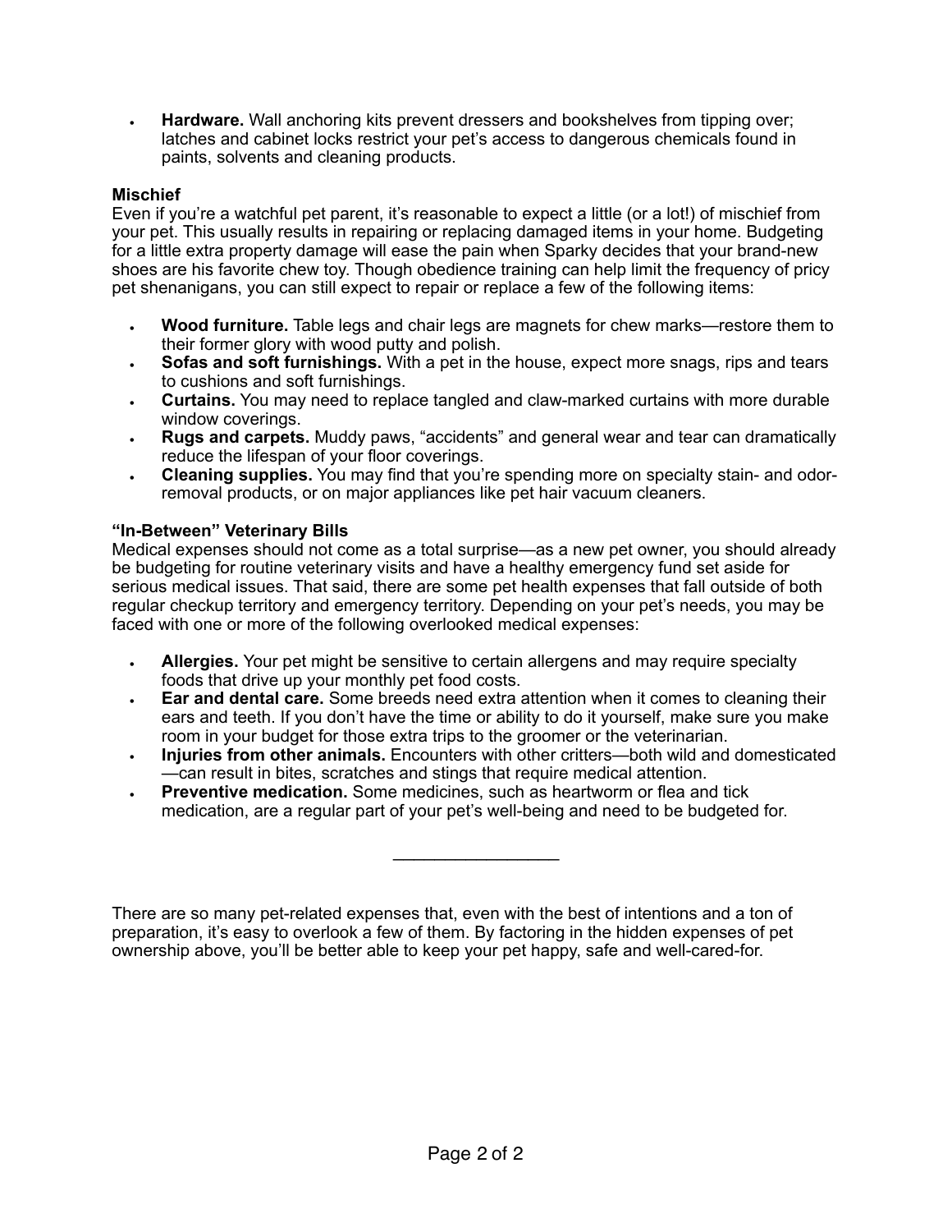- **Hardware.** Wall anchoring kits prevent dressers and bookshelves from tipping over; latches and cabinet locks restrict your pet's access to dangerous chemicals found in paints, solvents and cleaning products.

**Mischief**

Even if you're a watchful pet parent, it's reasonable to expect a little (or a lot!) of mischief from your pet. This usually results in repairing or replacing damaged items in your home. Budgeting for a little extra property damage will ease the pain when Sparky decides that your brand-new shoes are his favorite chew toy. Though obedience training can help limit the frequency of pricy pet shenanigans, you can still expect to repair or replace a few of the following items:

- **Wood furniture.** Table legs and chair legs are magnets for chew marks—restore them to their former glory with wood putty and polish.
- **Sofas and soft furnishings.** With a pet in the house, expect more snags, rips and tears to cushions and soft furnishings.
- **Curtains.** You may need to replace tangled and claw-marked curtains with more durable window coverings.
- **Rugs and carpets.** Muddy paws, "accidents" and general wear and tear can dramatically reduce the lifespan of your floor coverings.
- **Cleaning supplies.** You may find that you're spending more on specialty stain- and odor-removal products, or on major appliances like pet hair vacuum cleaners.

**"In-Between" Veterinary Bills**

Medical expenses should not come as a total surprise—as a new pet owner, you should already be budgeting for routine veterinary visits and have a healthy emergency fund set aside for serious medical issues. That said, there are some pet health expenses that fall outside of both regular checkup territory and emergency territory. Depending on your pet's needs, you may be faced with one or more of the following overlooked medical expenses:

- **Allergies.** Your pet might be sensitive to certain allergens and may require specialty foods that drive up your monthly pet food costs.
- **Ear and dental care.** Some breeds need extra attention when it comes to cleaning their ears and teeth. If you don't have the time or ability to do it yourself, make sure you make room in your budget for those extra trips to the groomer or the veterinarian.
- **Injuries from other animals.** Encounters with other critters—both wild and domesticated—can result in bites, scratches and stings that require medical attention.
- **Preventive medication.** Some medicines, such as heartworm or flea and tick medication, are a regular part of your pet's well-being and need to be budgeted for.

---

There are so many pet-related expenses that, even with the best of intentions and a ton of preparation, it's easy to overlook a few of them. By factoring in the hidden expenses of pet ownership above, you'll be better able to keep your pet happy, safe and well-cared-for.